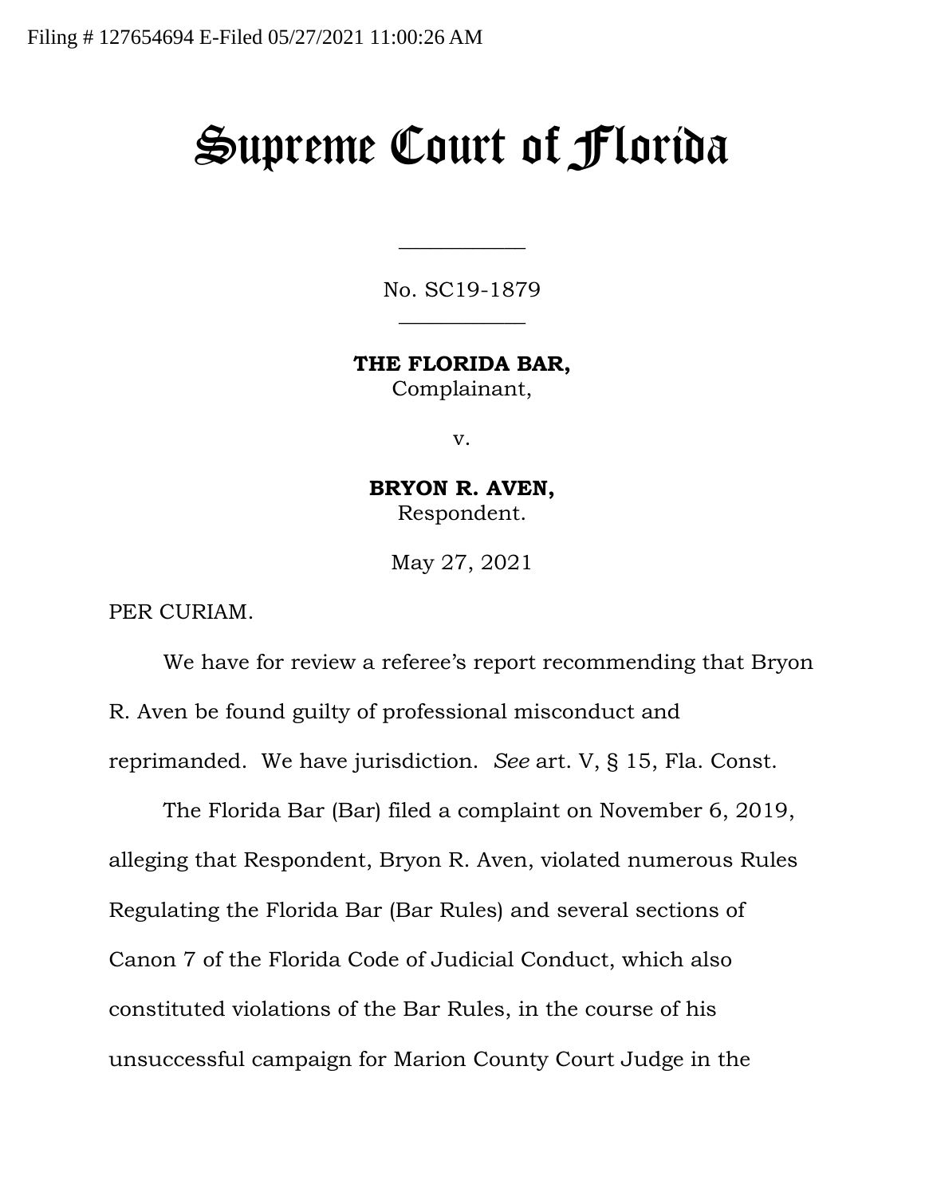Filing # 127654694 E-Filed 05/27/2021 11:00:26 AM

# Supreme Court of Florida

No. SC19-1879

**THE FLORIDA BAR,**
Complainant,

v.

**BRYON R. AVEN,**
Respondent.

May 27, 2021

PER CURIAM.

We have for review a referee's report recommending that Bryon R. Aven be found guilty of professional misconduct and reprimanded. We have jurisdiction. *See* art. V, § 15, Fla. Const.

The Florida Bar (Bar) filed a complaint on November 6, 2019, alleging that Respondent, Bryon R. Aven, violated numerous Rules Regulating the Florida Bar (Bar Rules) and several sections of Canon 7 of the Florida Code of Judicial Conduct, which also constituted violations of the Bar Rules, in the course of his unsuccessful campaign for Marion County Court Judge in the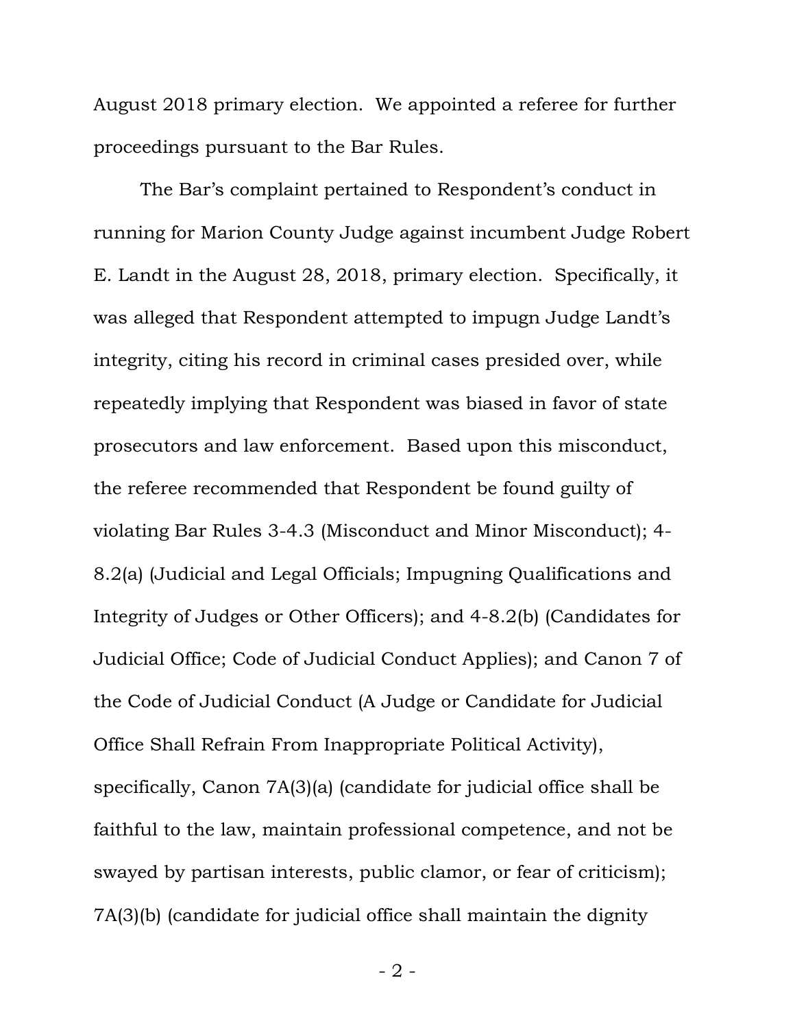August 2018 primary election. We appointed a referee for further proceedings pursuant to the Bar Rules.

The Bar's complaint pertained to Respondent's conduct in running for Marion County Judge against incumbent Judge Robert E. Landt in the August 28, 2018, primary election. Specifically, it was alleged that Respondent attempted to impugn Judge Landt's integrity, citing his record in criminal cases presided over, while repeatedly implying that Respondent was biased in favor of state prosecutors and law enforcement. Based upon this misconduct, the referee recommended that Respondent be found guilty of violating Bar Rules 3-4.3 (Misconduct and Minor Misconduct); 4-8.2(a) (Judicial and Legal Officials; Impugning Qualifications and Integrity of Judges or Other Officers); and 4-8.2(b) (Candidates for Judicial Office; Code of Judicial Conduct Applies); and Canon 7 of the Code of Judicial Conduct (A Judge or Candidate for Judicial Office Shall Refrain From Inappropriate Political Activity), specifically, Canon 7A(3)(a) (candidate for judicial office shall be faithful to the law, maintain professional competence, and not be swayed by partisan interests, public clamor, or fear of criticism); 7A(3)(b) (candidate for judicial office shall maintain the dignity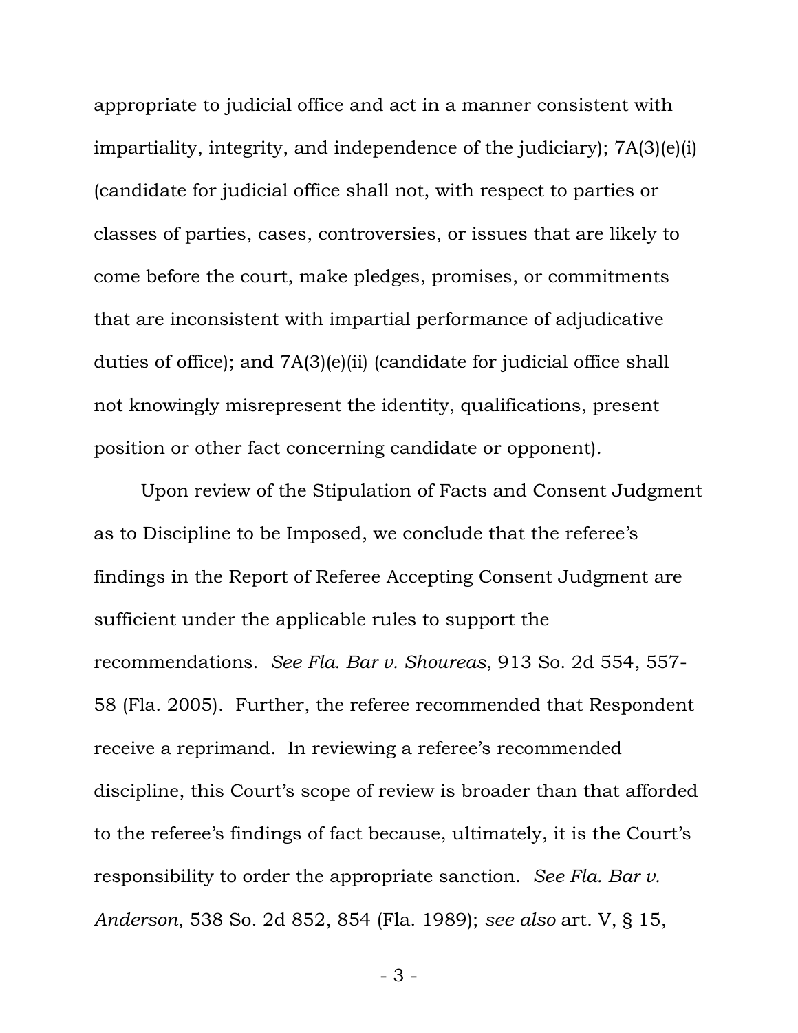appropriate to judicial office and act in a manner consistent with impartiality, integrity, and independence of the judiciary); 7A(3)(e)(i) (candidate for judicial office shall not, with respect to parties or classes of parties, cases, controversies, or issues that are likely to come before the court, make pledges, promises, or commitments that are inconsistent with impartial performance of adjudicative duties of office); and 7A(3)(e)(ii) (candidate for judicial office shall not knowingly misrepresent the identity, qualifications, present position or other fact concerning candidate or opponent).

Upon review of the Stipulation of Facts and Consent Judgment as to Discipline to be Imposed, we conclude that the referee's findings in the Report of Referee Accepting Consent Judgment are sufficient under the applicable rules to support the recommendations. *See Fla. Bar v. Shoureas*, 913 So. 2d 554, 557-58 (Fla. 2005). Further, the referee recommended that Respondent receive a reprimand. In reviewing a referee's recommended discipline, this Court's scope of review is broader than that afforded to the referee's findings of fact because, ultimately, it is the Court's responsibility to order the appropriate sanction. *See Fla. Bar v. Anderson*, 538 So. 2d 852, 854 (Fla. 1989); *see also* art. V, § 15,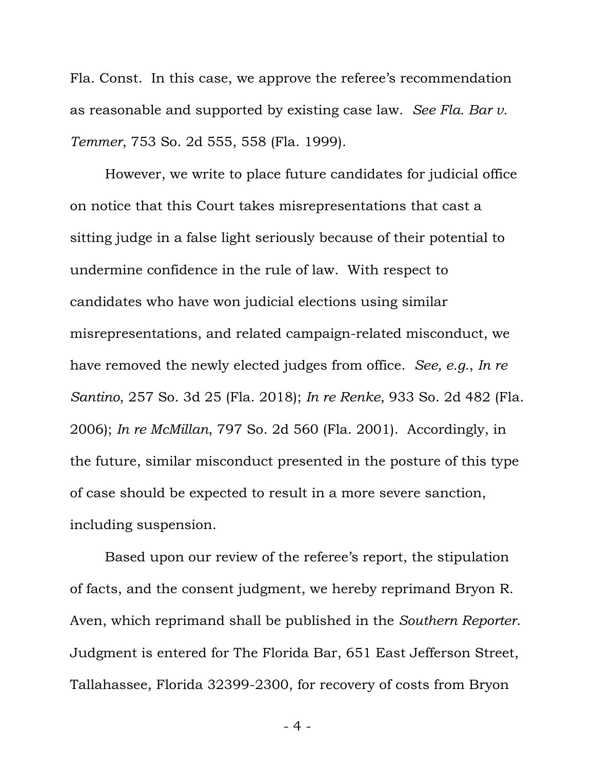Fla. Const. In this case, we approve the referee's recommendation as reasonable and supported by existing case law. *See Fla. Bar v. Temmer*, 753 So. 2d 555, 558 (Fla. 1999).

However, we write to place future candidates for judicial office on notice that this Court takes misrepresentations that cast a sitting judge in a false light seriously because of their potential to undermine confidence in the rule of law. With respect to candidates who have won judicial elections using similar misrepresentations, and related campaign-related misconduct, we have removed the newly elected judges from office. *See, e.g.*, *In re Santino*, 257 So. 3d 25 (Fla. 2018); *In re Renke*, 933 So. 2d 482 (Fla. 2006); *In re McMillan*, 797 So. 2d 560 (Fla. 2001). Accordingly, in the future, similar misconduct presented in the posture of this type of case should be expected to result in a more severe sanction, including suspension.

Based upon our review of the referee's report, the stipulation of facts, and the consent judgment, we hereby reprimand Bryon R. Aven, which reprimand shall be published in the *Southern Reporter*. Judgment is entered for The Florida Bar, 651 East Jefferson Street, Tallahassee, Florida 32399-2300, for recovery of costs from Bryon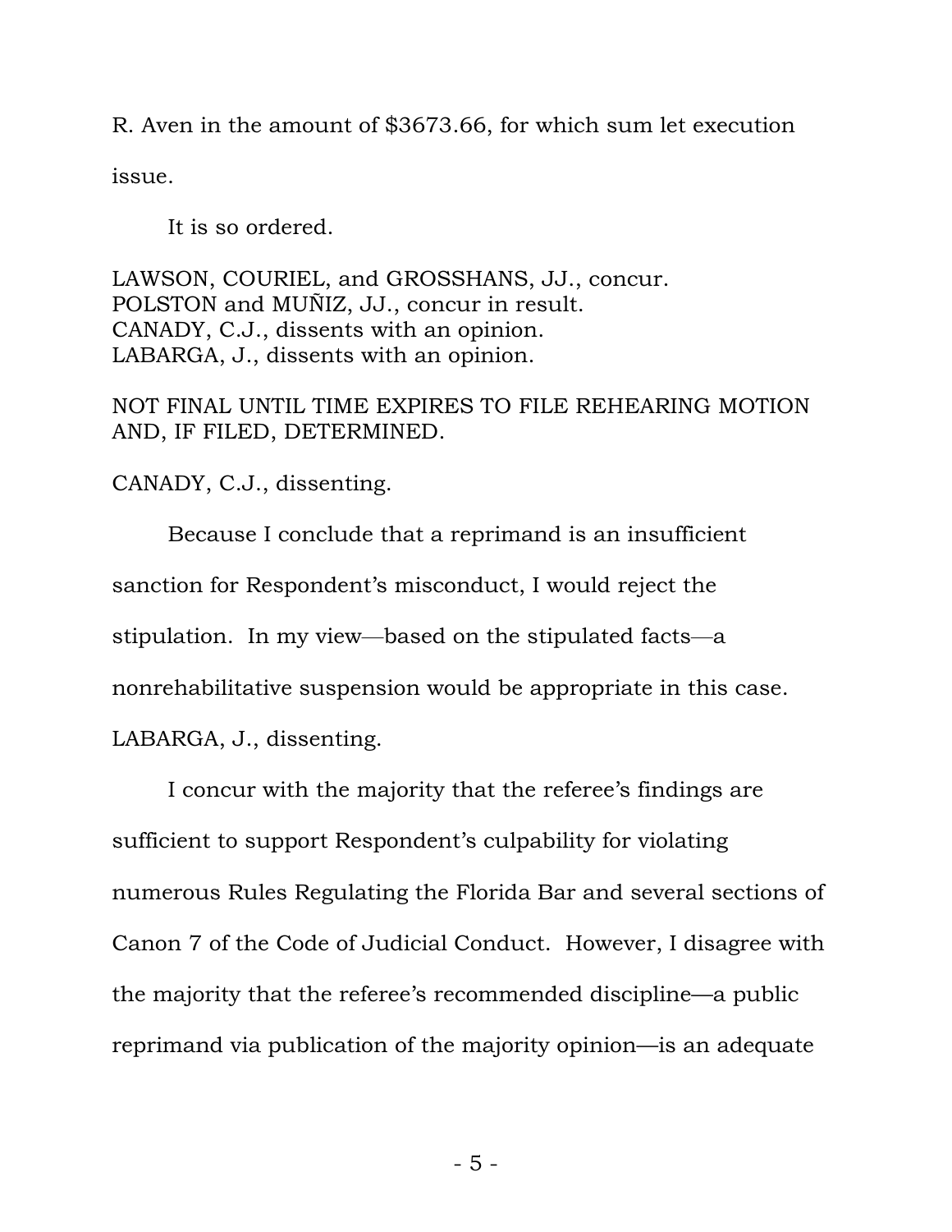R. Aven in the amount of $3673.66, for which sum let execution issue.

It is so ordered.

LAWSON, COURIEL, and GROSSHANS, JJ., concur.
POLSTON and MUÑIZ, JJ., concur in result.
CANADY, C.J., dissents with an opinion.
LABARGA, J., dissents with an opinion.

NOT FINAL UNTIL TIME EXPIRES TO FILE REHEARING MOTION AND, IF FILED, DETERMINED.

CANADY, C.J., dissenting.

Because I conclude that a reprimand is an insufficient sanction for Respondent's misconduct, I would reject the stipulation. In my view—based on the stipulated facts—a nonrehabilitative suspension would be appropriate in this case.

LABARGA, J., dissenting.

I concur with the majority that the referee's findings are sufficient to support Respondent's culpability for violating numerous Rules Regulating the Florida Bar and several sections of Canon 7 of the Code of Judicial Conduct. However, I disagree with the majority that the referee's recommended discipline—a public reprimand via publication of the majority opinion—is an adequate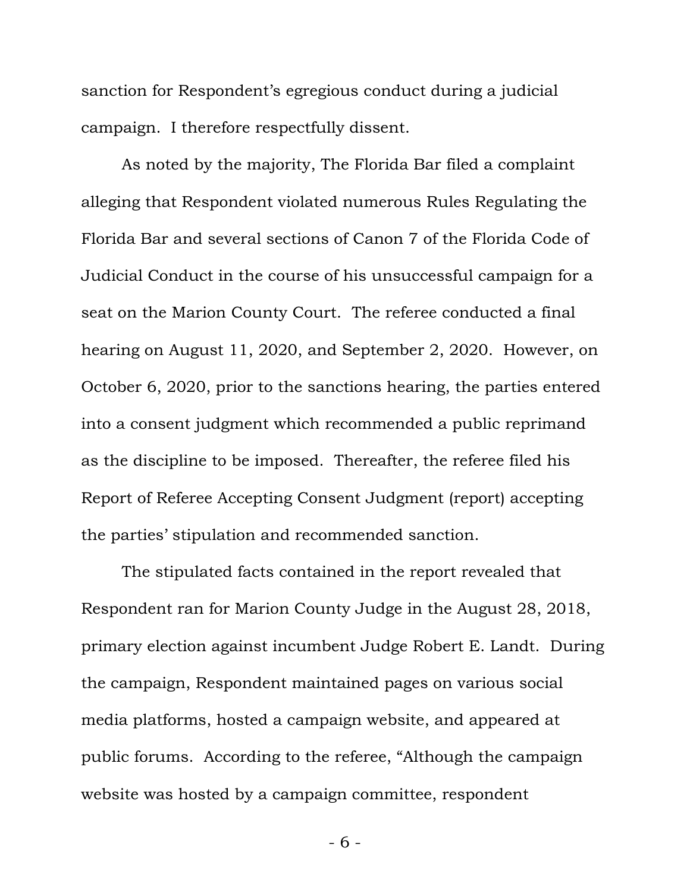sanction for Respondent's egregious conduct during a judicial campaign. I therefore respectfully dissent.

As noted by the majority, The Florida Bar filed a complaint alleging that Respondent violated numerous Rules Regulating the Florida Bar and several sections of Canon 7 of the Florida Code of Judicial Conduct in the course of his unsuccessful campaign for a seat on the Marion County Court. The referee conducted a final hearing on August 11, 2020, and September 2, 2020. However, on October 6, 2020, prior to the sanctions hearing, the parties entered into a consent judgment which recommended a public reprimand as the discipline to be imposed. Thereafter, the referee filed his Report of Referee Accepting Consent Judgment (report) accepting the parties' stipulation and recommended sanction.

The stipulated facts contained in the report revealed that Respondent ran for Marion County Judge in the August 28, 2018, primary election against incumbent Judge Robert E. Landt. During the campaign, Respondent maintained pages on various social media platforms, hosted a campaign website, and appeared at public forums. According to the referee, "Although the campaign website was hosted by a campaign committee, respondent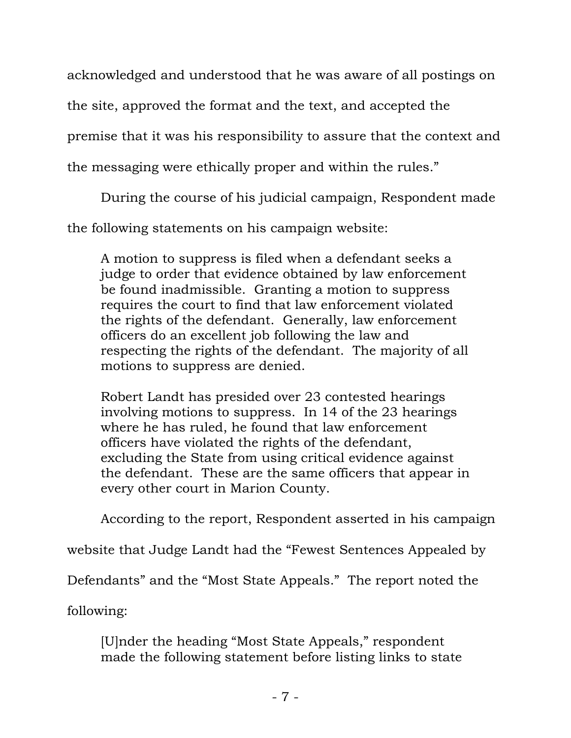acknowledged and understood that he was aware of all postings on the site, approved the format and the text, and accepted the premise that it was his responsibility to assure that the context and the messaging were ethically proper and within the rules."

During the course of his judicial campaign, Respondent made the following statements on his campaign website:

> A motion to suppress is filed when a defendant seeks a judge to order that evidence obtained by law enforcement be found inadmissible. Granting a motion to suppress requires the court to find that law enforcement violated the rights of the defendant. Generally, law enforcement officers do an excellent job following the law and respecting the rights of the defendant. The majority of all motions to suppress are denied.
>
> Robert Landt has presided over 23 contested hearings involving motions to suppress. In 14 of the 23 hearings where he has ruled, he found that law enforcement officers have violated the rights of the defendant, excluding the State from using critical evidence against the defendant. These are the same officers that appear in every other court in Marion County.

According to the report, Respondent asserted in his campaign website that Judge Landt had the "Fewest Sentences Appealed by Defendants" and the "Most State Appeals." The report noted the following:

> [U]nder the heading "Most State Appeals," respondent made the following statement before listing links to state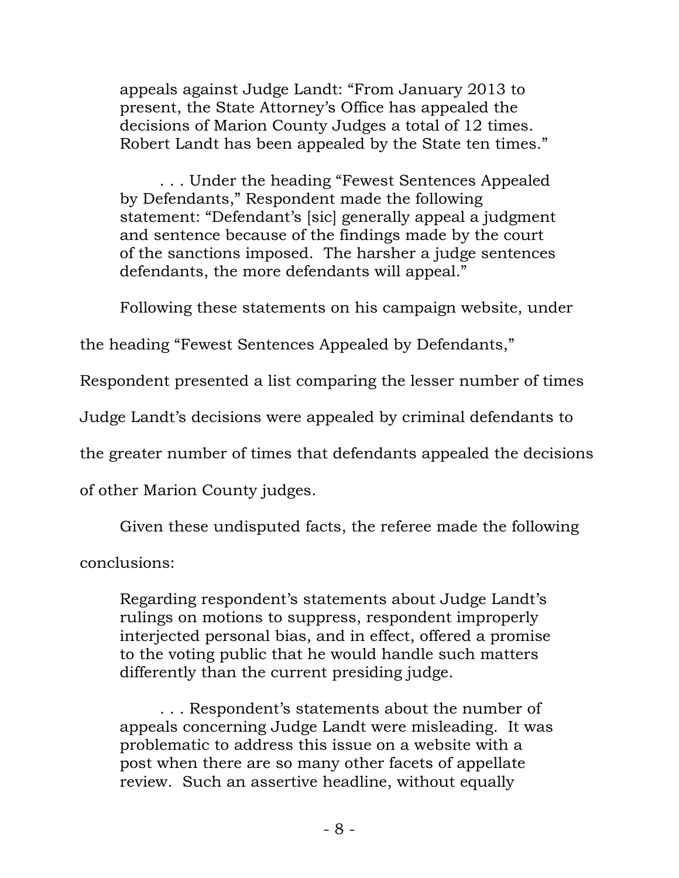> appeals against Judge Landt: "From January 2013 to present, the State Attorney's Office has appealed the decisions of Marion County Judges a total of 12 times. Robert Landt has been appealed by the State ten times."
>
> . . . Under the heading "Fewest Sentences Appealed by Defendants," Respondent made the following statement: "Defendant's [sic] generally appeal a judgment and sentence because of the findings made by the court of the sanctions imposed. The harsher a judge sentences defendants, the more defendants will appeal."

Following these statements on his campaign website, under the heading "Fewest Sentences Appealed by Defendants," Respondent presented a list comparing the lesser number of times Judge Landt's decisions were appealed by criminal defendants to the greater number of times that defendants appealed the decisions of other Marion County judges.

Given these undisputed facts, the referee made the following conclusions:

> Regarding respondent's statements about Judge Landt's rulings on motions to suppress, respondent improperly interjected personal bias, and in effect, offered a promise to the voting public that he would handle such matters differently than the current presiding judge.
>
> . . . Respondent's statements about the number of appeals concerning Judge Landt were misleading. It was problematic to address this issue on a website with a post when there are so many other facets of appellate review. Such an assertive headline, without equally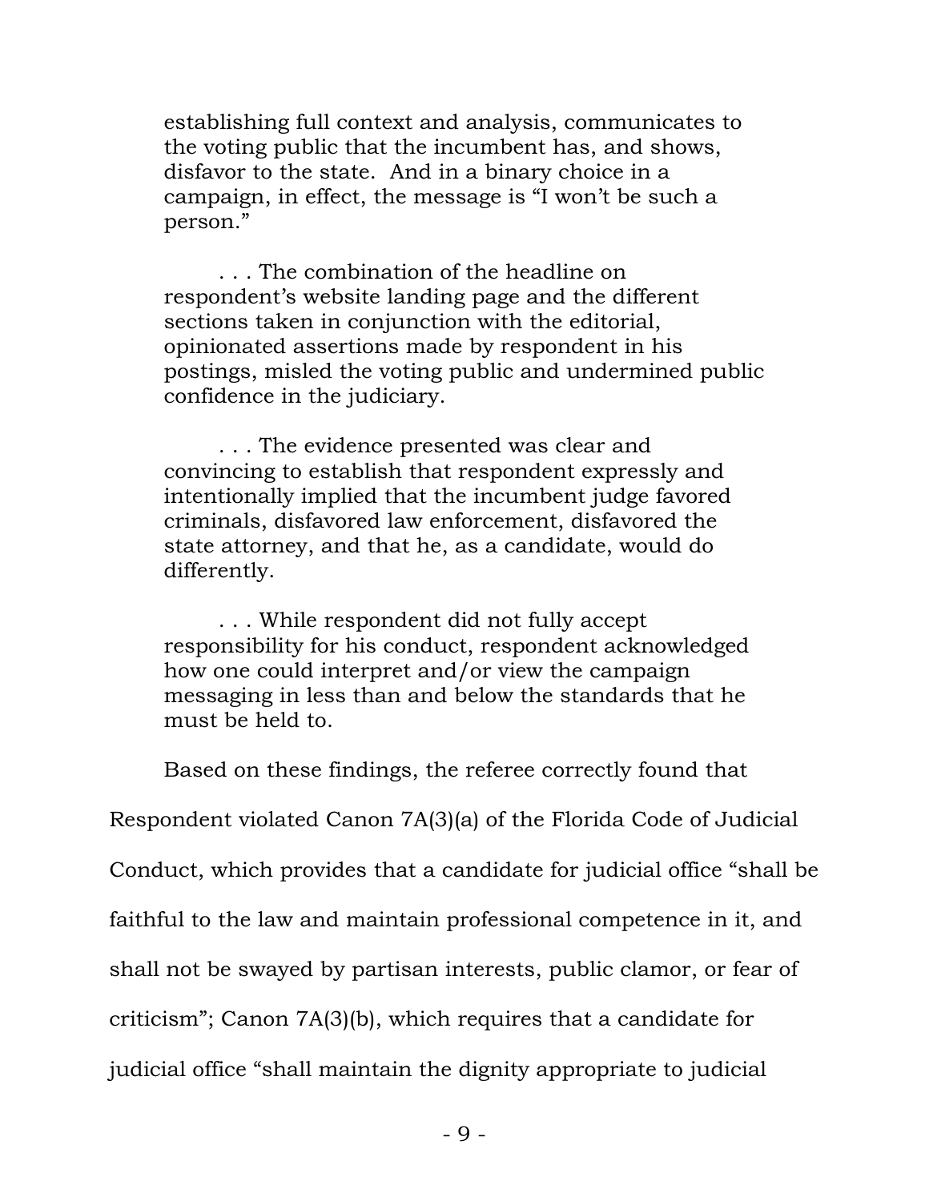> establishing full context and analysis, communicates to the voting public that the incumbent has, and shows, disfavor to the state. And in a binary choice in a campaign, in effect, the message is "I won't be such a person."
>
> . . . The combination of the headline on respondent's website landing page and the different sections taken in conjunction with the editorial, opinionated assertions made by respondent in his postings, misled the voting public and undermined public confidence in the judiciary.
>
> . . . The evidence presented was clear and convincing to establish that respondent expressly and intentionally implied that the incumbent judge favored criminals, disfavored law enforcement, disfavored the state attorney, and that he, as a candidate, would do differently.
>
> . . . While respondent did not fully accept responsibility for his conduct, respondent acknowledged how one could interpret and/or view the campaign messaging in less than and below the standards that he must be held to.

Based on these findings, the referee correctly found that Respondent violated Canon 7A(3)(a) of the Florida Code of Judicial Conduct, which provides that a candidate for judicial office "shall be faithful to the law and maintain professional competence in it, and shall not be swayed by partisan interests, public clamor, or fear of criticism"; Canon 7A(3)(b), which requires that a candidate for judicial office "shall maintain the dignity appropriate to judicial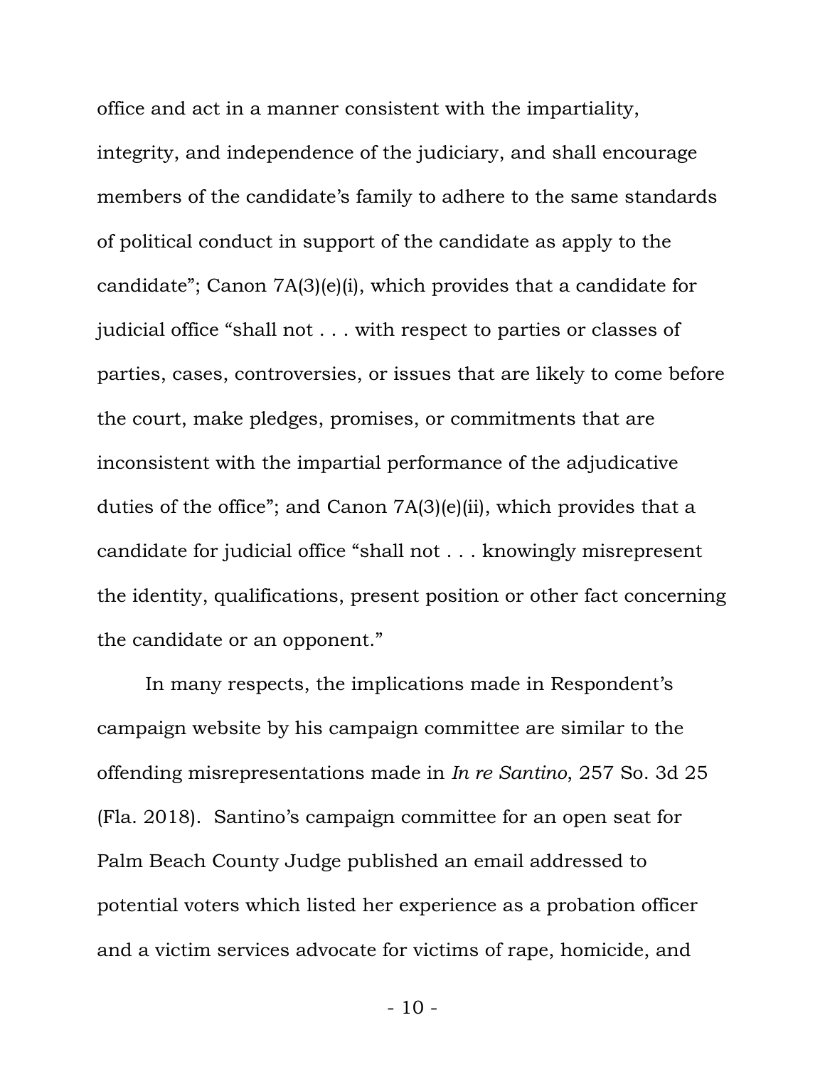office and act in a manner consistent with the impartiality, integrity, and independence of the judiciary, and shall encourage members of the candidate's family to adhere to the same standards of political conduct in support of the candidate as apply to the candidate"; Canon 7A(3)(e)(i), which provides that a candidate for judicial office "shall not . . . with respect to parties or classes of parties, cases, controversies, or issues that are likely to come before the court, make pledges, promises, or commitments that are inconsistent with the impartial performance of the adjudicative duties of the office"; and Canon 7A(3)(e)(ii), which provides that a candidate for judicial office "shall not . . . knowingly misrepresent the identity, qualifications, present position or other fact concerning the candidate or an opponent."

In many respects, the implications made in Respondent's campaign website by his campaign committee are similar to the offending misrepresentations made in *In re Santino*, 257 So. 3d 25 (Fla. 2018). Santino's campaign committee for an open seat for Palm Beach County Judge published an email addressed to potential voters which listed her experience as a probation officer and a victim services advocate for victims of rape, homicide, and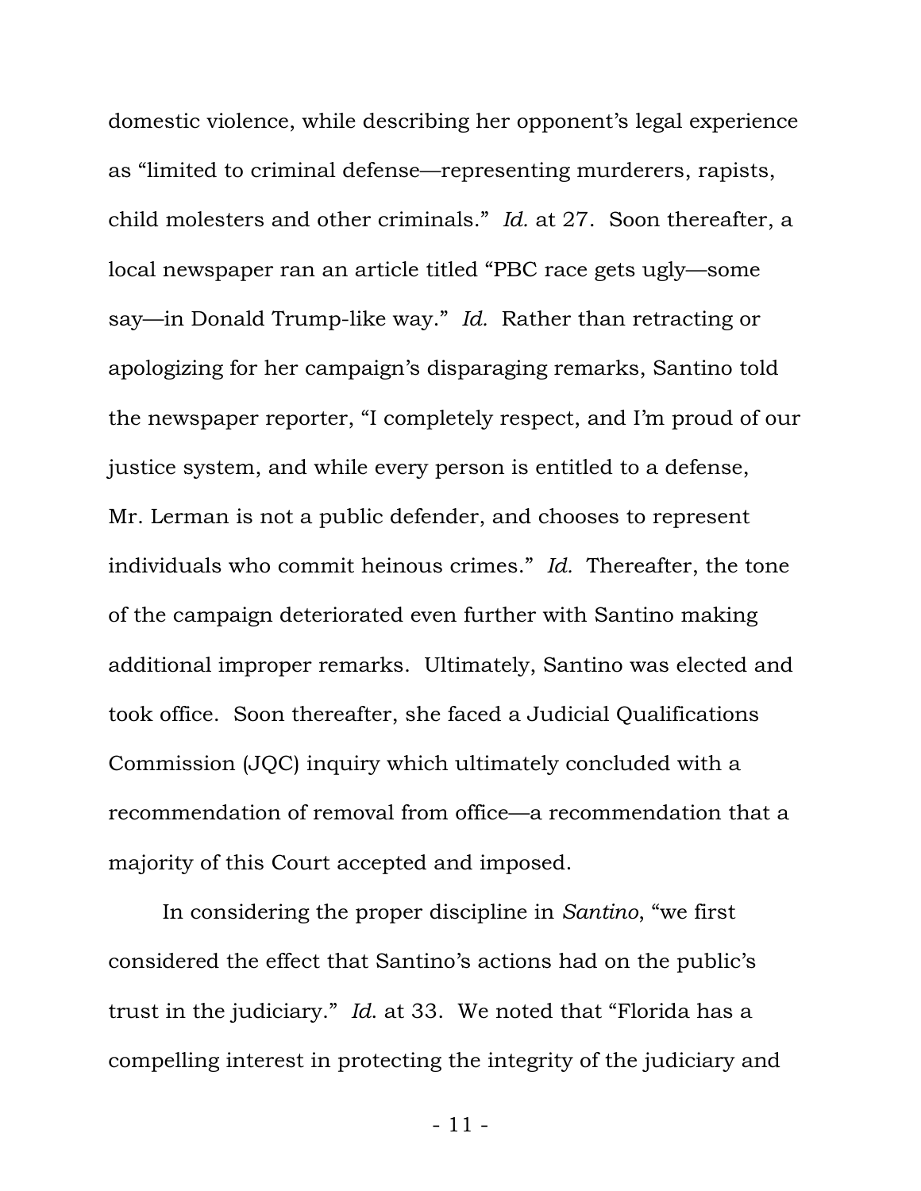domestic violence, while describing her opponent's legal experience as "limited to criminal defense—representing murderers, rapists, child molesters and other criminals." *Id.* at 27. Soon thereafter, a local newspaper ran an article titled "PBC race gets ugly—some say—in Donald Trump-like way." *Id.* Rather than retracting or apologizing for her campaign's disparaging remarks, Santino told the newspaper reporter, "I completely respect, and I'm proud of our justice system, and while every person is entitled to a defense, Mr. Lerman is not a public defender, and chooses to represent individuals who commit heinous crimes." *Id.* Thereafter, the tone of the campaign deteriorated even further with Santino making additional improper remarks. Ultimately, Santino was elected and took office. Soon thereafter, she faced a Judicial Qualifications Commission (JQC) inquiry which ultimately concluded with a recommendation of removal from office—a recommendation that a majority of this Court accepted and imposed.

In considering the proper discipline in *Santino*, "we first considered the effect that Santino's actions had on the public's trust in the judiciary." *Id.* at 33. We noted that "Florida has a compelling interest in protecting the integrity of the judiciary and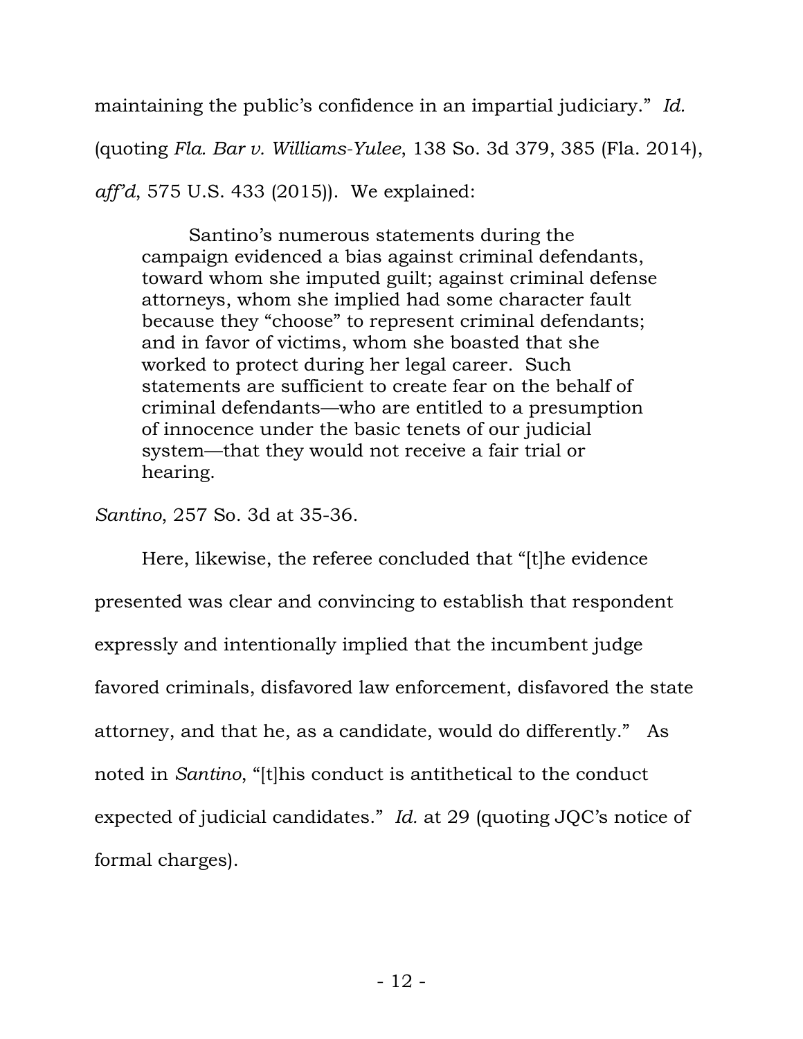maintaining the public's confidence in an impartial judiciary." *Id.* (quoting *Fla. Bar v. Williams-Yulee*, 138 So. 3d 379, 385 (Fla. 2014), *aff'd*, 575 U.S. 433 (2015)). We explained:

> Santino's numerous statements during the campaign evidenced a bias against criminal defendants, toward whom she imputed guilt; against criminal defense attorneys, whom she implied had some character fault because they "choose" to represent criminal defendants; and in favor of victims, whom she boasted that she worked to protect during her legal career. Such statements are sufficient to create fear on the behalf of criminal defendants—who are entitled to a presumption of innocence under the basic tenets of our judicial system—that they would not receive a fair trial or hearing.

*Santino*, 257 So. 3d at 35-36.

Here, likewise, the referee concluded that "[t]he evidence presented was clear and convincing to establish that respondent expressly and intentionally implied that the incumbent judge favored criminals, disfavored law enforcement, disfavored the state attorney, and that he, as a candidate, would do differently." As noted in *Santino*, "[t]his conduct is antithetical to the conduct expected of judicial candidates." *Id.* at 29 (quoting JQC's notice of formal charges).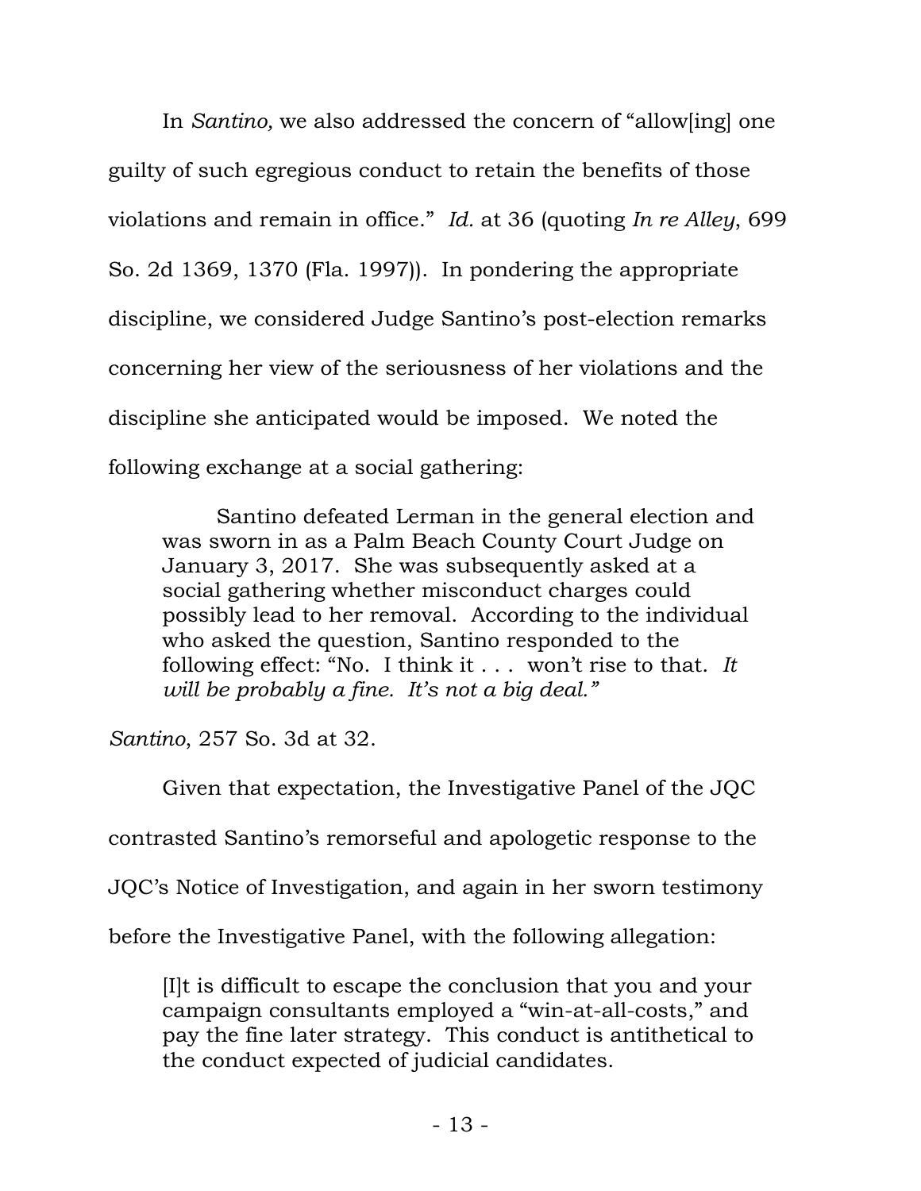In *Santino,* we also addressed the concern of "allow[ing] one guilty of such egregious conduct to retain the benefits of those violations and remain in office." *Id.* at 36 (quoting *In re Alley*, 699 So. 2d 1369, 1370 (Fla. 1997)). In pondering the appropriate discipline, we considered Judge Santino's post-election remarks concerning her view of the seriousness of her violations and the discipline she anticipated would be imposed. We noted the following exchange at a social gathering:

> Santino defeated Lerman in the general election and was sworn in as a Palm Beach County Court Judge on January 3, 2017. She was subsequently asked at a social gathering whether misconduct charges could possibly lead to her removal. According to the individual who asked the question, Santino responded to the following effect: "No. I think it . . . won't rise to that. *It will be probably a fine. It's not a big deal."*

*Santino*, 257 So. 3d at 32.

Given that expectation, the Investigative Panel of the JQC contrasted Santino's remorseful and apologetic response to the JQC's Notice of Investigation, and again in her sworn testimony before the Investigative Panel, with the following allegation:

> [I]t is difficult to escape the conclusion that you and your campaign consultants employed a "win-at-all-costs," and pay the fine later strategy. This conduct is antithetical to the conduct expected of judicial candidates.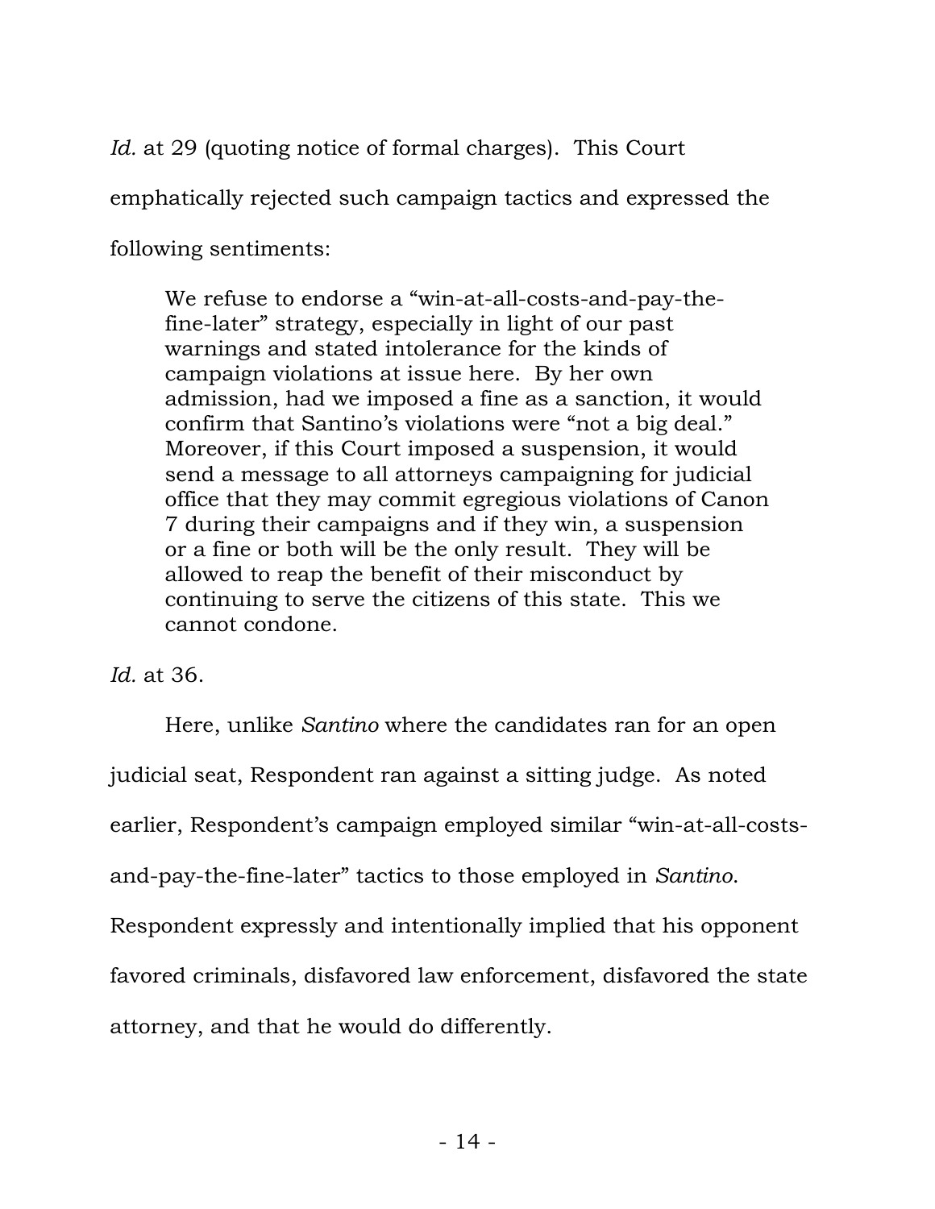*Id.* at 29 (quoting notice of formal charges). This Court emphatically rejected such campaign tactics and expressed the following sentiments:

> We refuse to endorse a "win-at-all-costs-and-pay-the-fine-later" strategy, especially in light of our past warnings and stated intolerance for the kinds of campaign violations at issue here. By her own admission, had we imposed a fine as a sanction, it would confirm that Santino's violations were "not a big deal." Moreover, if this Court imposed a suspension, it would send a message to all attorneys campaigning for judicial office that they may commit egregious violations of Canon 7 during their campaigns and if they win, a suspension or a fine or both will be the only result. They will be allowed to reap the benefit of their misconduct by continuing to serve the citizens of this state. This we cannot condone.

*Id.* at 36.

Here, unlike *Santino* where the candidates ran for an open judicial seat, Respondent ran against a sitting judge. As noted earlier, Respondent's campaign employed similar "win-at-all-costs-and-pay-the-fine-later" tactics to those employed in *Santino*. Respondent expressly and intentionally implied that his opponent favored criminals, disfavored law enforcement, disfavored the state attorney, and that he would do differently.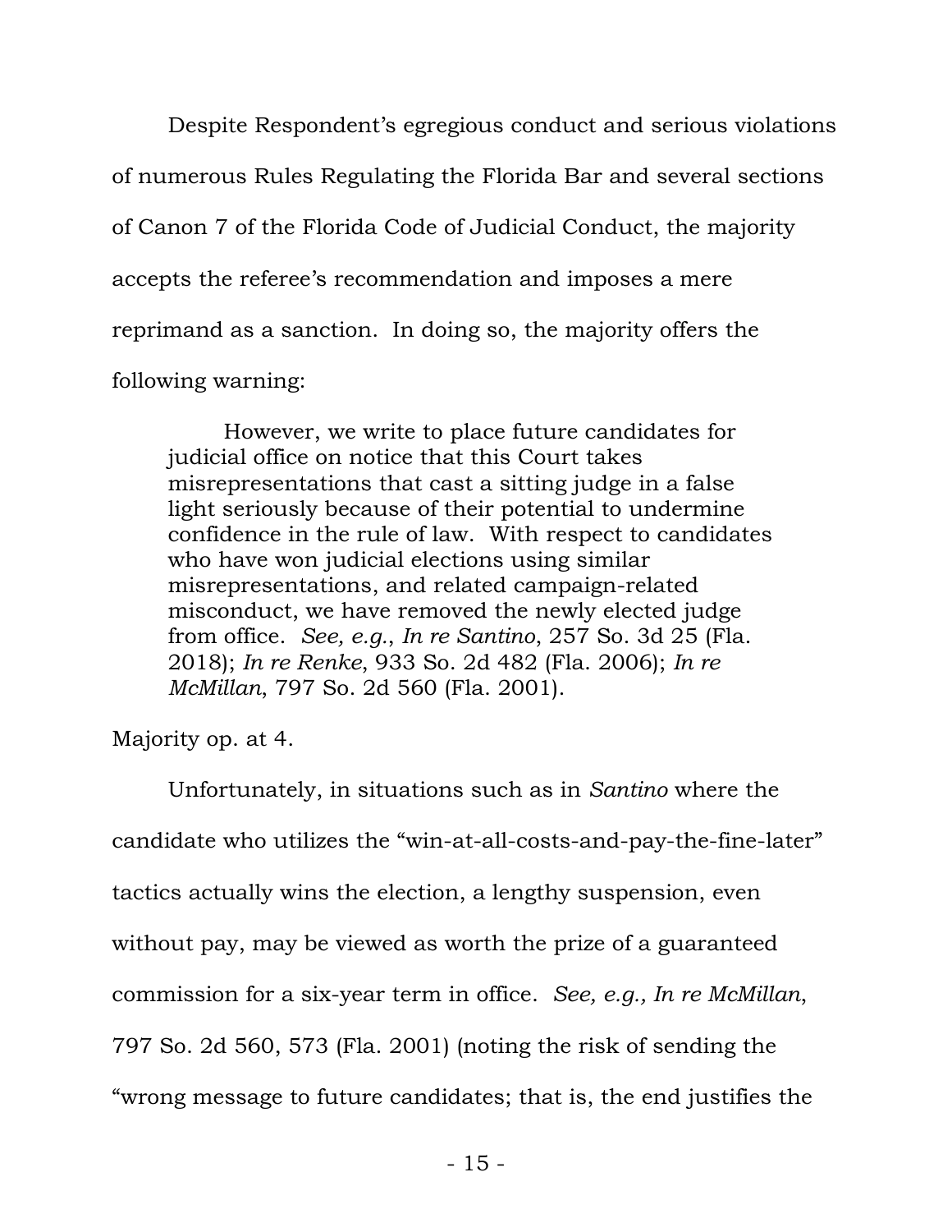Despite Respondent's egregious conduct and serious violations of numerous Rules Regulating the Florida Bar and several sections of Canon 7 of the Florida Code of Judicial Conduct, the majority accepts the referee's recommendation and imposes a mere reprimand as a sanction. In doing so, the majority offers the following warning:

> However, we write to place future candidates for judicial office on notice that this Court takes misrepresentations that cast a sitting judge in a false light seriously because of their potential to undermine confidence in the rule of law. With respect to candidates who have won judicial elections using similar misrepresentations, and related campaign-related misconduct, we have removed the newly elected judge from office. *See, e.g.*, *In re Santino*, 257 So. 3d 25 (Fla. 2018); *In re Renke*, 933 So. 2d 482 (Fla. 2006); *In re McMillan*, 797 So. 2d 560 (Fla. 2001).

Majority op. at 4.

Unfortunately, in situations such as in *Santino* where the candidate who utilizes the "win-at-all-costs-and-pay-the-fine-later" tactics actually wins the election, a lengthy suspension, even without pay, may be viewed as worth the prize of a guaranteed commission for a six-year term in office. *See, e.g., In re McMillan*, 797 So. 2d 560, 573 (Fla. 2001) (noting the risk of sending the "wrong message to future candidates; that is, the end justifies the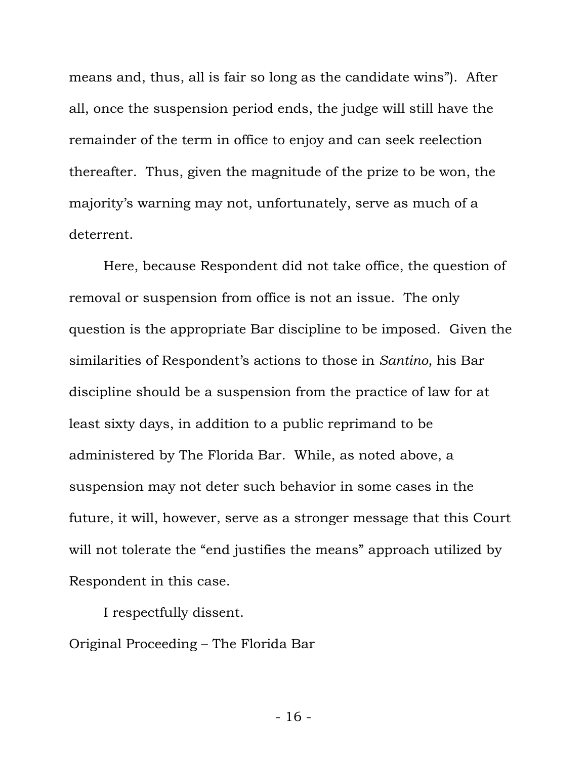means and, thus, all is fair so long as the candidate wins"). After all, once the suspension period ends, the judge will still have the remainder of the term in office to enjoy and can seek reelection thereafter. Thus, given the magnitude of the prize to be won, the majority's warning may not, unfortunately, serve as much of a deterrent.

Here, because Respondent did not take office, the question of removal or suspension from office is not an issue. The only question is the appropriate Bar discipline to be imposed. Given the similarities of Respondent's actions to those in *Santino*, his Bar discipline should be a suspension from the practice of law for at least sixty days, in addition to a public reprimand to be administered by The Florida Bar. While, as noted above, a suspension may not deter such behavior in some cases in the future, it will, however, serve as a stronger message that this Court will not tolerate the "end justifies the means" approach utilized by Respondent in this case.

I respectfully dissent.

Original Proceeding – The Florida Bar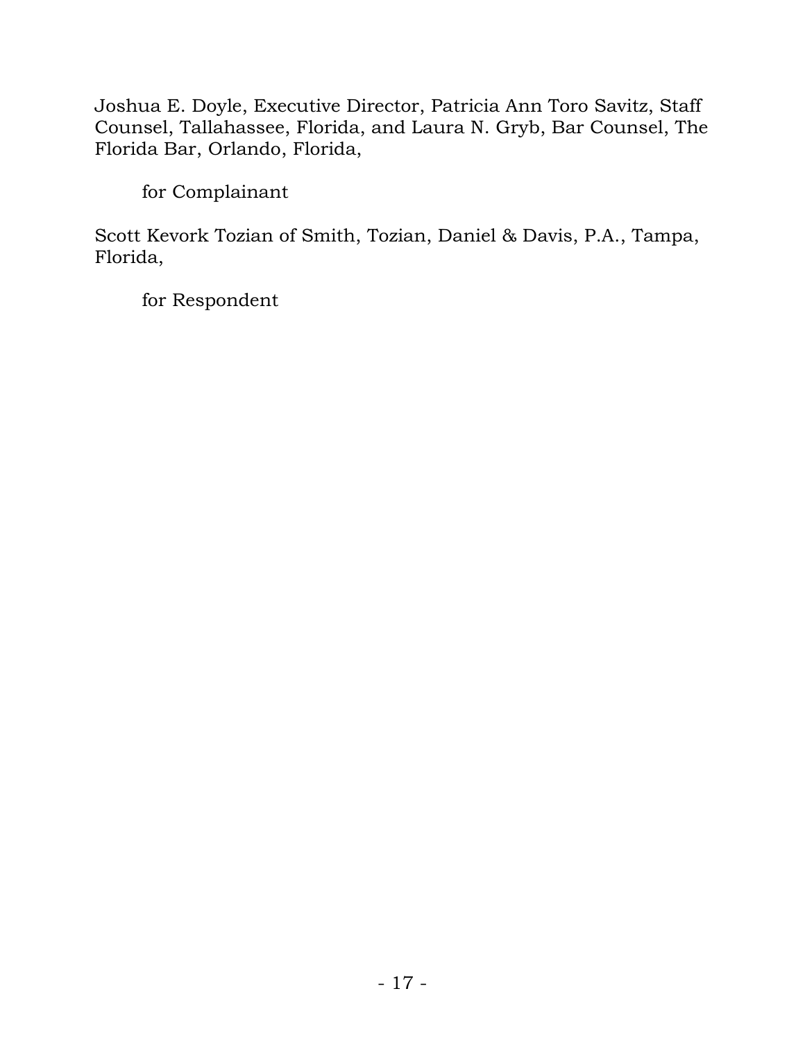Joshua E. Doyle, Executive Director, Patricia Ann Toro Savitz, Staff Counsel, Tallahassee, Florida, and Laura N. Gryb, Bar Counsel, The Florida Bar, Orlando, Florida,

for Complainant

Scott Kevork Tozian of Smith, Tozian, Daniel & Davis, P.A., Tampa, Florida,

for Respondent